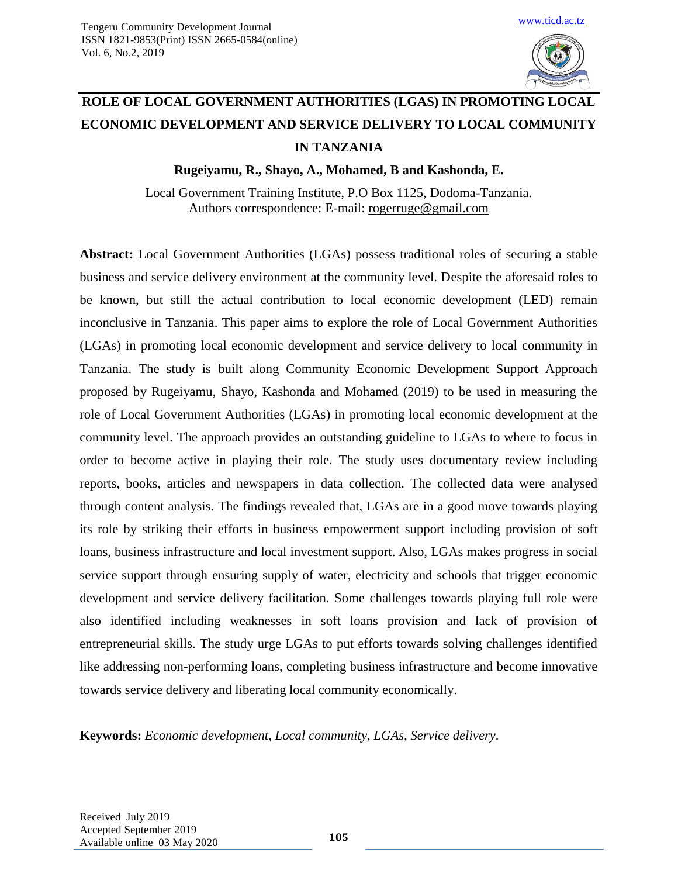# ROLE OF LOCAL GOVERNMENT AUTHORITIES (LGAS) IN PROMOTING LOCAL ECONOMIC DEVELOPMENT AND SERVICE DELIVERY TO LOCAL COMMUNITY IN TANZANIA

**Rugeiyamu, R., Shayo, A., Mohamed, B and Kashonda, E.**

Local Government Training Institute, P.O Box 1125, Dodoma-Tanzania.
Authors correspondence: E-mail: rogerruge@gmail.com

**Abstract:** Local Government Authorities (LGAs) possess traditional roles of securing a stable business and service delivery environment at the community level. Despite the aforesaid roles to be known, but still the actual contribution to local economic development (LED) remain inconclusive in Tanzania. This paper aims to explore the role of Local Government Authorities (LGAs) in promoting local economic development and service delivery to local community in Tanzania. The study is built along Community Economic Development Support Approach proposed by Rugeiyamu, Shayo, Kashonda and Mohamed (2019) to be used in measuring the role of Local Government Authorities (LGAs) in promoting local economic development at the community level. The approach provides an outstanding guideline to LGAs to where to focus in order to become active in playing their role. The study uses documentary review including reports, books, articles and newspapers in data collection. The collected data were analysed through content analysis. The findings revealed that, LGAs are in a good move towards playing its role by striking their efforts in business empowerment support including provision of soft loans, business infrastructure and local investment support. Also, LGAs makes progress in social service support through ensuring supply of water, electricity and schools that trigger economic development and service delivery facilitation. Some challenges towards playing full role were also identified including weaknesses in soft loans provision and lack of provision of entrepreneurial skills. The study urge LGAs to put efforts towards solving challenges identified like addressing non-performing loans, completing business infrastructure and become innovative towards service delivery and liberating local community economically.

**Keywords:** *Economic development, Local community, LGAs, Service delivery.*

Received July 2019
Accepted September 2019
Available online 03 May 2020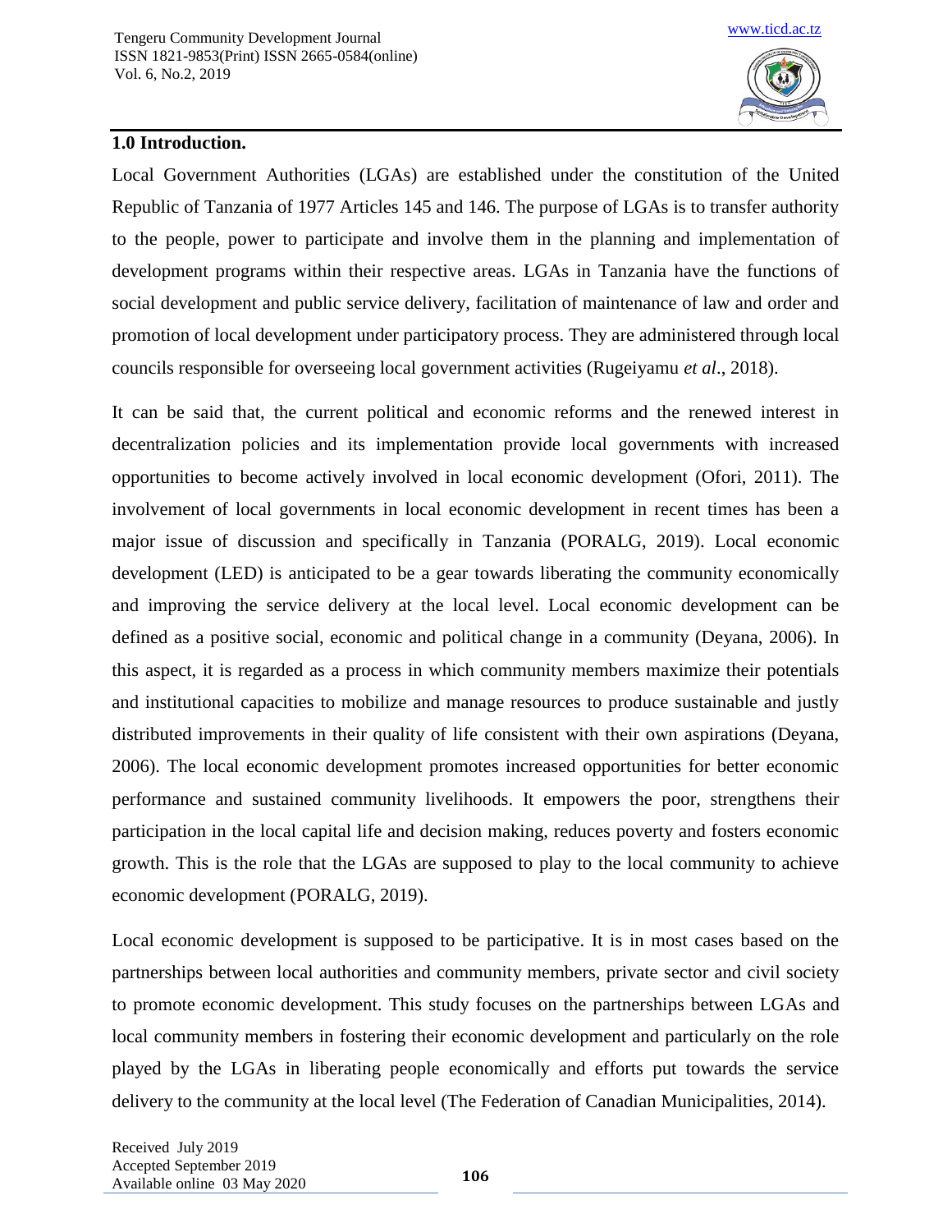## 1.0 Introduction.

Local Government Authorities (LGAs) are established under the constitution of the United Republic of Tanzania of 1977 Articles 145 and 146. The purpose of LGAs is to transfer authority to the people, power to participate and involve them in the planning and implementation of development programs within their respective areas. LGAs in Tanzania have the functions of social development and public service delivery, facilitation of maintenance of law and order and promotion of local development under participatory process. They are administered through local councils responsible for overseeing local government activities (Rugeiyamu *et al*., 2018).

It can be said that, the current political and economic reforms and the renewed interest in decentralization policies and its implementation provide local governments with increased opportunities to become actively involved in local economic development (Ofori, 2011). The involvement of local governments in local economic development in recent times has been a major issue of discussion and specifically in Tanzania (PORALG, 2019). Local economic development (LED) is anticipated to be a gear towards liberating the community economically and improving the service delivery at the local level. Local economic development can be defined as a positive social, economic and political change in a community (Deyana, 2006). In this aspect, it is regarded as a process in which community members maximize their potentials and institutional capacities to mobilize and manage resources to produce sustainable and justly distributed improvements in their quality of life consistent with their own aspirations (Deyana, 2006). The local economic development promotes increased opportunities for better economic performance and sustained community livelihoods. It empowers the poor, strengthens their participation in the local capital life and decision making, reduces poverty and fosters economic growth. This is the role that the LGAs are supposed to play to the local community to achieve economic development (PORALG, 2019).

Local economic development is supposed to be participative. It is in most cases based on the partnerships between local authorities and community members, private sector and civil society to promote economic development. This study focuses on the partnerships between LGAs and local community members in fostering their economic development and particularly on the role played by the LGAs in liberating people economically and efforts put towards the service delivery to the community at the local level (The Federation of Canadian Municipalities, 2014).

Received July 2019
Accepted September 2019
Available online 03 May 2020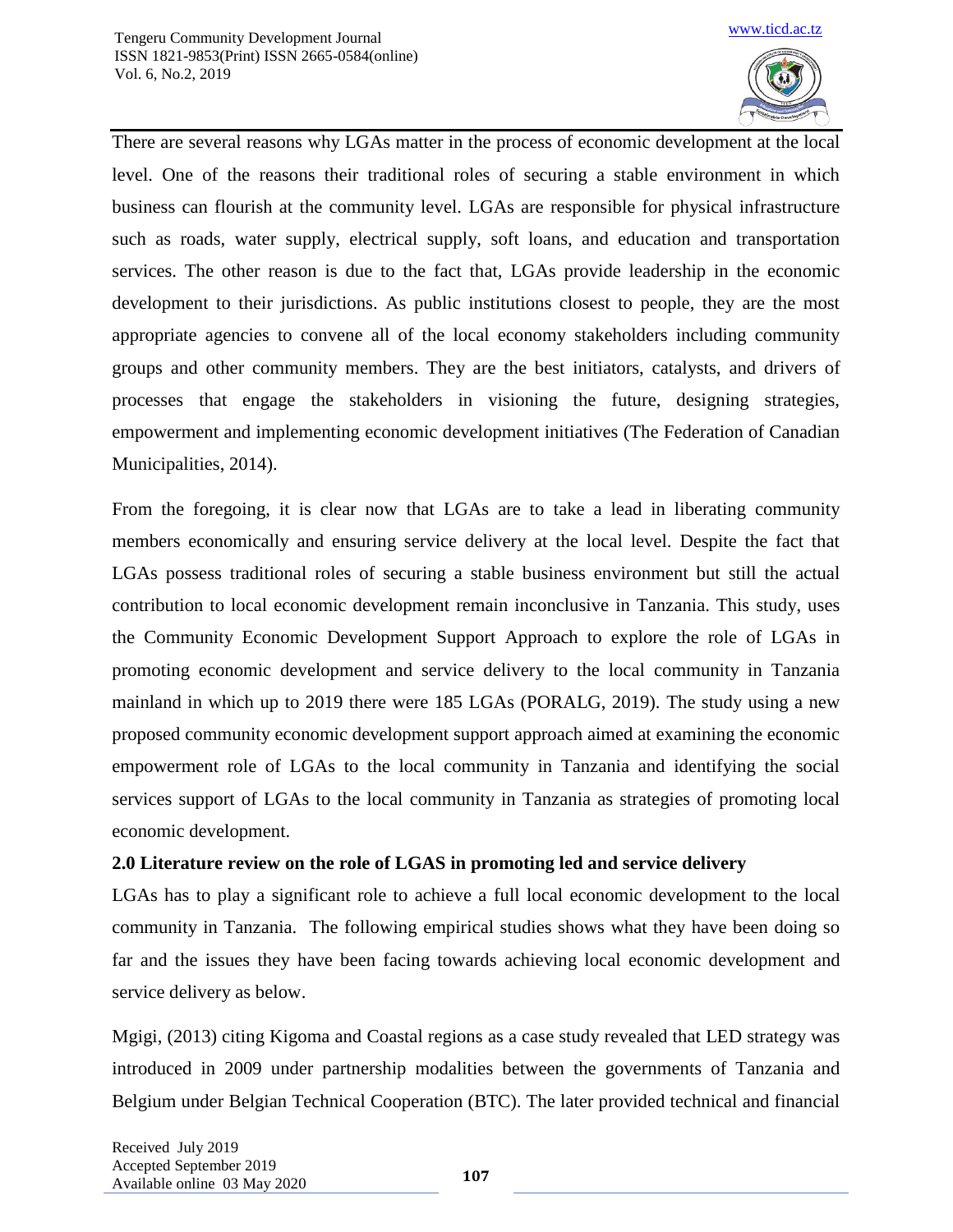There are several reasons why LGAs matter in the process of economic development at the local level. One of the reasons their traditional roles of securing a stable environment in which business can flourish at the community level. LGAs are responsible for physical infrastructure such as roads, water supply, electrical supply, soft loans, and education and transportation services. The other reason is due to the fact that, LGAs provide leadership in the economic development to their jurisdictions. As public institutions closest to people, they are the most appropriate agencies to convene all of the local economy stakeholders including community groups and other community members. They are the best initiators, catalysts, and drivers of processes that engage the stakeholders in visioning the future, designing strategies, empowerment and implementing economic development initiatives (The Federation of Canadian Municipalities, 2014).

From the foregoing, it is clear now that LGAs are to take a lead in liberating community members economically and ensuring service delivery at the local level. Despite the fact that LGAs possess traditional roles of securing a stable business environment but still the actual contribution to local economic development remain inconclusive in Tanzania. This study, uses the Community Economic Development Support Approach to explore the role of LGAs in promoting economic development and service delivery to the local community in Tanzania mainland in which up to 2019 there were 185 LGAs (PORALG, 2019). The study using a new proposed community economic development support approach aimed at examining the economic empowerment role of LGAs to the local community in Tanzania and identifying the social services support of LGAs to the local community in Tanzania as strategies of promoting local economic development.

## 2.0 Literature review on the role of LGAS in promoting led and service delivery

LGAs has to play a significant role to achieve a full local economic development to the local community in Tanzania. The following empirical studies shows what they have been doing so far and the issues they have been facing towards achieving local economic development and service delivery as below.

Mgigi, (2013) citing Kigoma and Coastal regions as a case study revealed that LED strategy was introduced in 2009 under partnership modalities between the governments of Tanzania and Belgium under Belgian Technical Cooperation (BTC). The later provided technical and financial

Received July 2019
Accepted September 2019
Available online 03 May 2020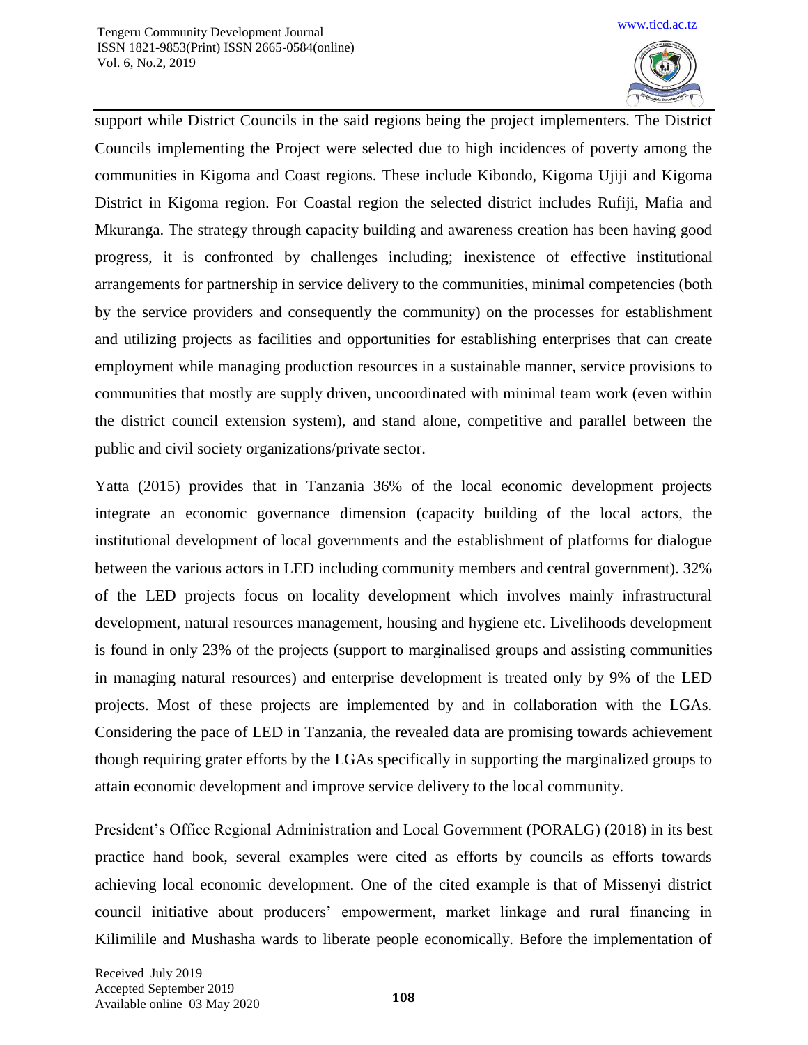support while District Councils in the said regions being the project implementers. The District Councils implementing the Project were selected due to high incidences of poverty among the communities in Kigoma and Coast regions. These include Kibondo, Kigoma Ujiji and Kigoma District in Kigoma region. For Coastal region the selected district includes Rufiji, Mafia and Mkuranga. The strategy through capacity building and awareness creation has been having good progress, it is confronted by challenges including; inexistence of effective institutional arrangements for partnership in service delivery to the communities, minimal competencies (both by the service providers and consequently the community) on the processes for establishment and utilizing projects as facilities and opportunities for establishing enterprises that can create employment while managing production resources in a sustainable manner, service provisions to communities that mostly are supply driven, uncoordinated with minimal team work (even within the district council extension system), and stand alone, competitive and parallel between the public and civil society organizations/private sector.

Yatta (2015) provides that in Tanzania 36% of the local economic development projects integrate an economic governance dimension (capacity building of the local actors, the institutional development of local governments and the establishment of platforms for dialogue between the various actors in LED including community members and central government). 32% of the LED projects focus on locality development which involves mainly infrastructural development, natural resources management, housing and hygiene etc. Livelihoods development is found in only 23% of the projects (support to marginalised groups and assisting communities in managing natural resources) and enterprise development is treated only by 9% of the LED projects. Most of these projects are implemented by and in collaboration with the LGAs. Considering the pace of LED in Tanzania, the revealed data are promising towards achievement though requiring grater efforts by the LGAs specifically in supporting the marginalized groups to attain economic development and improve service delivery to the local community.

President's Office Regional Administration and Local Government (PORALG) (2018) in its best practice hand book, several examples were cited as efforts by councils as efforts towards achieving local economic development. One of the cited example is that of Missenyi district council initiative about producers' empowerment, market linkage and rural financing in Kilimilile and Mushasha wards to liberate people economically. Before the implementation of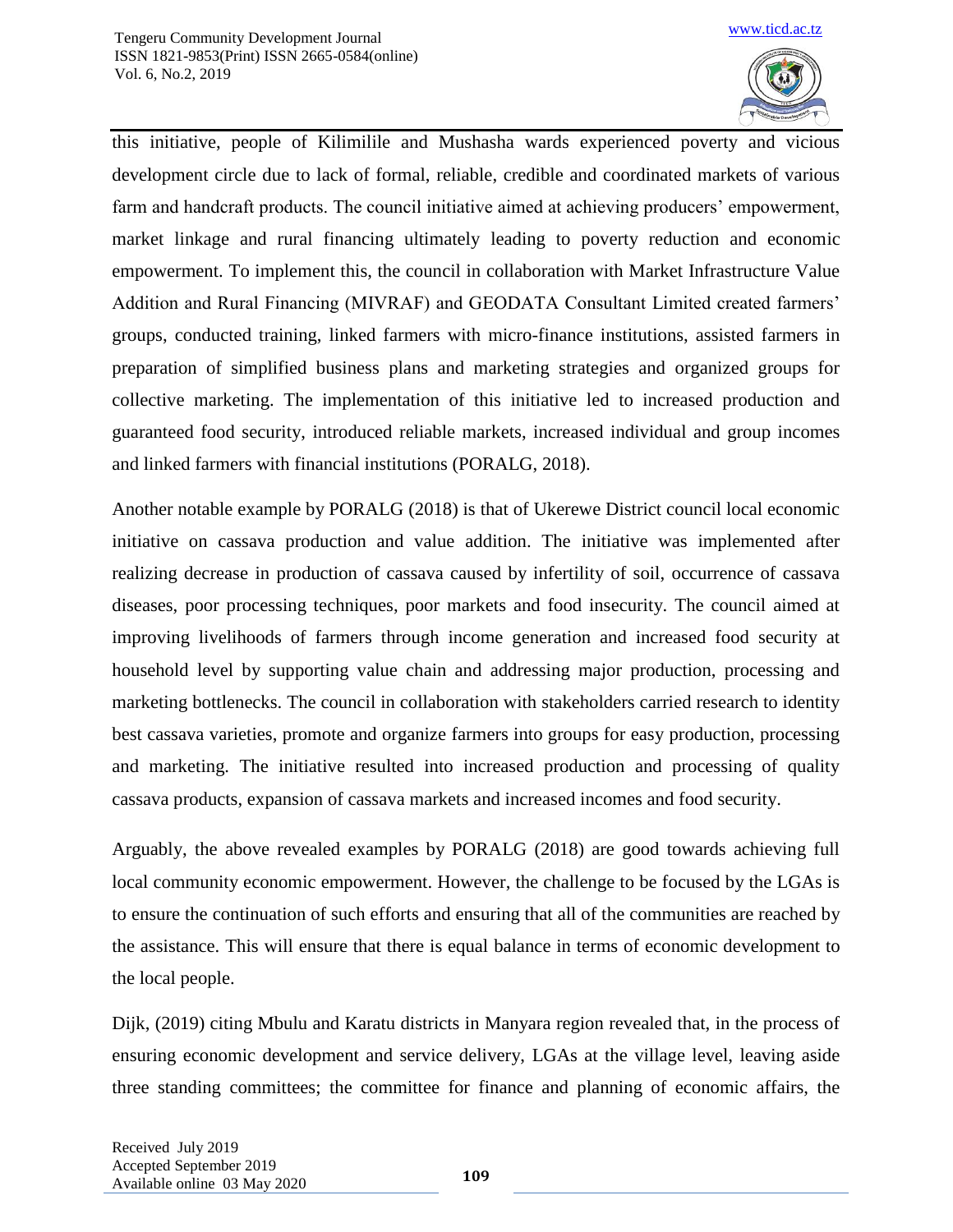this initiative, people of Kilimilile and Mushasha wards experienced poverty and vicious development circle due to lack of formal, reliable, credible and coordinated markets of various farm and handcraft products. The council initiative aimed at achieving producers' empowerment, market linkage and rural financing ultimately leading to poverty reduction and economic empowerment. To implement this, the council in collaboration with Market Infrastructure Value Addition and Rural Financing (MIVRAF) and GEODATA Consultant Limited created farmers' groups, conducted training, linked farmers with micro-finance institutions, assisted farmers in preparation of simplified business plans and marketing strategies and organized groups for collective marketing. The implementation of this initiative led to increased production and guaranteed food security, introduced reliable markets, increased individual and group incomes and linked farmers with financial institutions (PORALG, 2018).

Another notable example by PORALG (2018) is that of Ukerewe District council local economic initiative on cassava production and value addition. The initiative was implemented after realizing decrease in production of cassava caused by infertility of soil, occurrence of cassava diseases, poor processing techniques, poor markets and food insecurity. The council aimed at improving livelihoods of farmers through income generation and increased food security at household level by supporting value chain and addressing major production, processing and marketing bottlenecks. The council in collaboration with stakeholders carried research to identity best cassava varieties, promote and organize farmers into groups for easy production, processing and marketing. The initiative resulted into increased production and processing of quality cassava products, expansion of cassava markets and increased incomes and food security.

Arguably, the above revealed examples by PORALG (2018) are good towards achieving full local community economic empowerment. However, the challenge to be focused by the LGAs is to ensure the continuation of such efforts and ensuring that all of the communities are reached by the assistance. This will ensure that there is equal balance in terms of economic development to the local people.

Dijk, (2019) citing Mbulu and Karatu districts in Manyara region revealed that, in the process of ensuring economic development and service delivery, LGAs at the village level, leaving aside three standing committees; the committee for finance and planning of economic affairs, the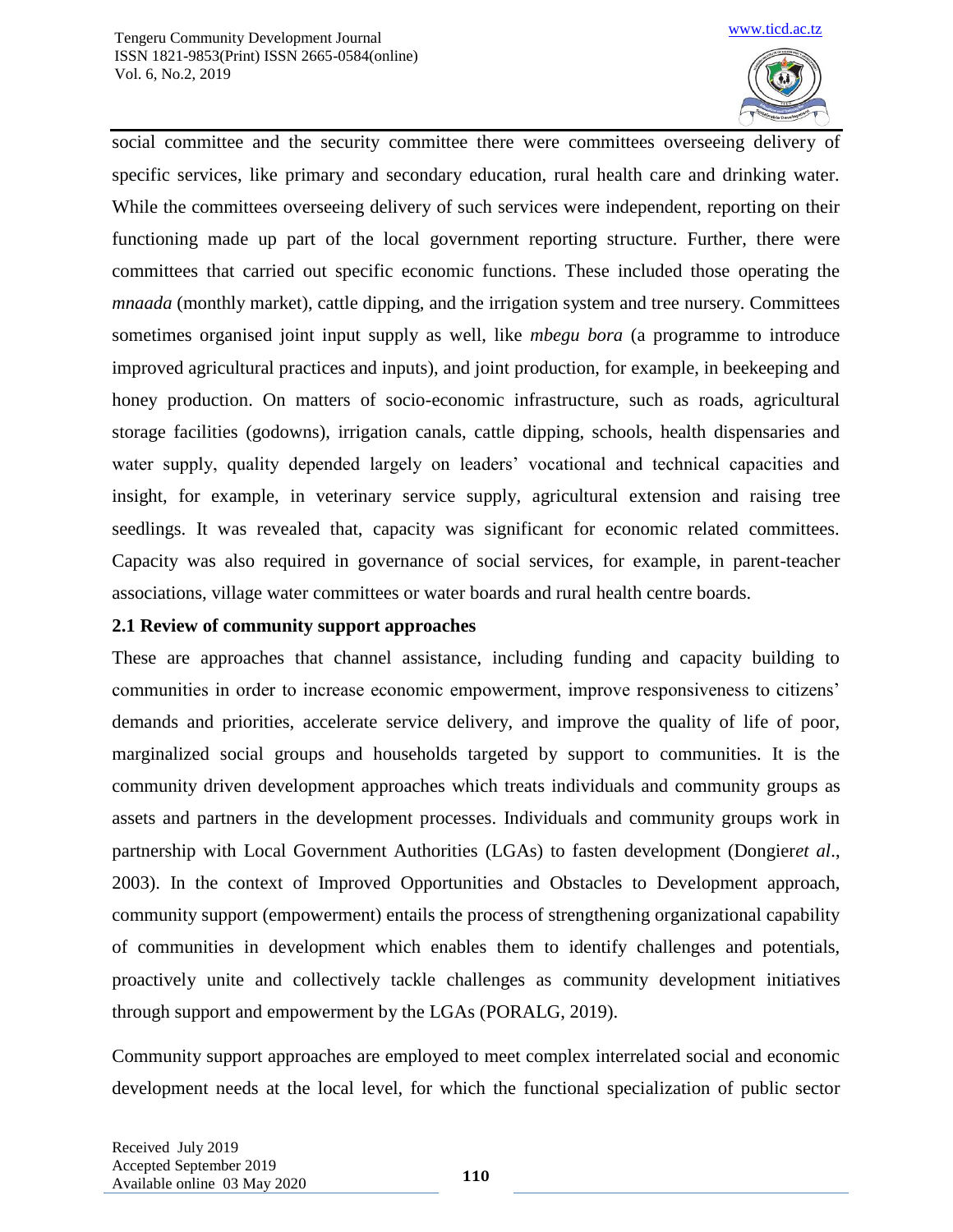social committee and the security committee there were committees overseeing delivery of specific services, like primary and secondary education, rural health care and drinking water. While the committees overseeing delivery of such services were independent, reporting on their functioning made up part of the local government reporting structure. Further, there were committees that carried out specific economic functions. These included those operating the *mnaada* (monthly market), cattle dipping, and the irrigation system and tree nursery. Committees sometimes organised joint input supply as well, like *mbegu bora* (a programme to introduce improved agricultural practices and inputs), and joint production, for example, in beekeeping and honey production. On matters of socio-economic infrastructure, such as roads, agricultural storage facilities (godowns), irrigation canals, cattle dipping, schools, health dispensaries and water supply, quality depended largely on leaders' vocational and technical capacities and insight, for example, in veterinary service supply, agricultural extension and raising tree seedlings. It was revealed that, capacity was significant for economic related committees. Capacity was also required in governance of social services, for example, in parent-teacher associations, village water committees or water boards and rural health centre boards.

### 2.1 Review of community support approaches

These are approaches that channel assistance, including funding and capacity building to communities in order to increase economic empowerment, improve responsiveness to citizens' demands and priorities, accelerate service delivery, and improve the quality of life of poor, marginalized social groups and households targeted by support to communities. It is the community driven development approaches which treats individuals and community groups as assets and partners in the development processes. Individuals and community groups work in partnership with Local Government Authorities (LGAs) to fasten development (Dongier*et al*., 2003). In the context of Improved Opportunities and Obstacles to Development approach, community support (empowerment) entails the process of strengthening organizational capability of communities in development which enables them to identify challenges and potentials, proactively unite and collectively tackle challenges as community development initiatives through support and empowerment by the LGAs (PORALG, 2019).

Community support approaches are employed to meet complex interrelated social and economic development needs at the local level, for which the functional specialization of public sector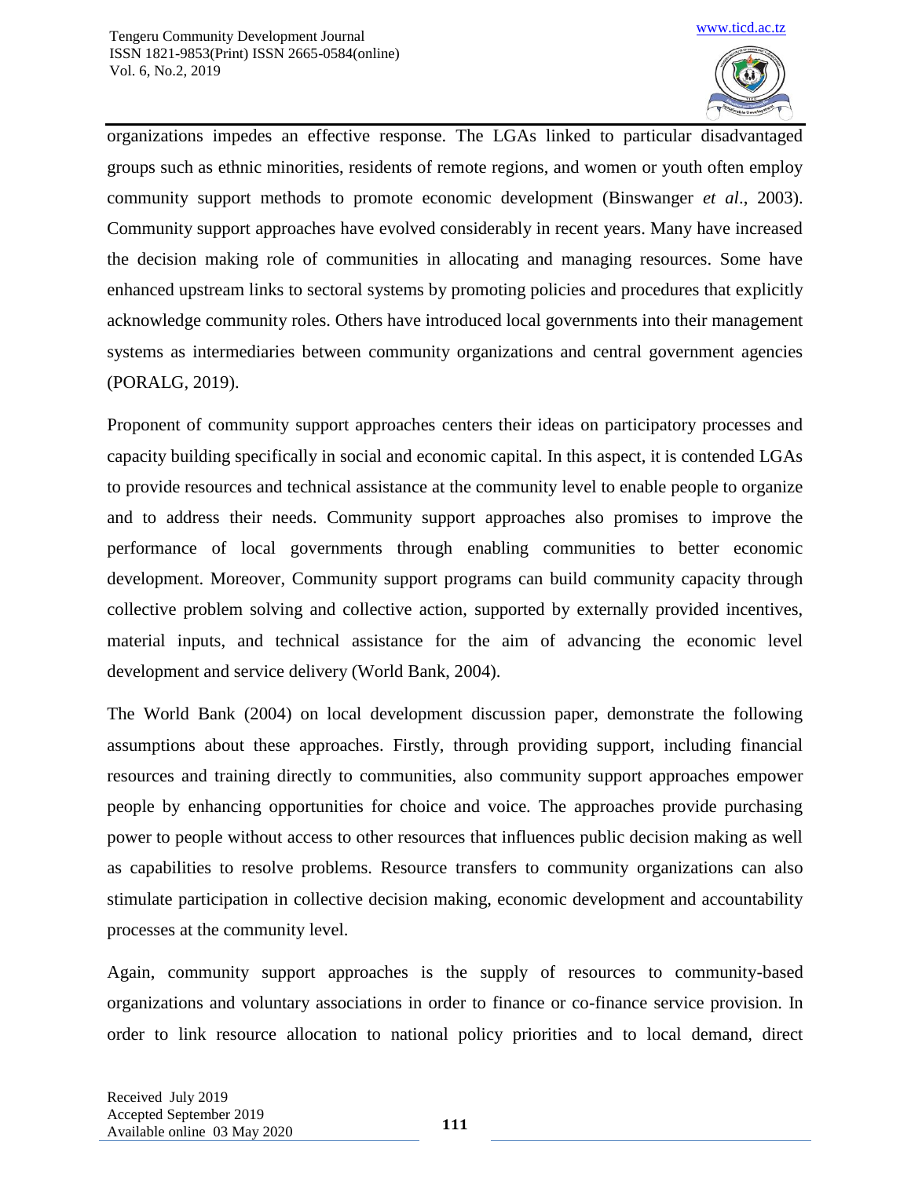organizations impedes an effective response. The LGAs linked to particular disadvantaged groups such as ethnic minorities, residents of remote regions, and women or youth often employ community support methods to promote economic development (Binswanger *et al*., 2003). Community support approaches have evolved considerably in recent years. Many have increased the decision making role of communities in allocating and managing resources. Some have enhanced upstream links to sectoral systems by promoting policies and procedures that explicitly acknowledge community roles. Others have introduced local governments into their management systems as intermediaries between community organizations and central government agencies (PORALG, 2019).

Proponent of community support approaches centers their ideas on participatory processes and capacity building specifically in social and economic capital. In this aspect, it is contended LGAs to provide resources and technical assistance at the community level to enable people to organize and to address their needs. Community support approaches also promises to improve the performance of local governments through enabling communities to better economic development. Moreover, Community support programs can build community capacity through collective problem solving and collective action, supported by externally provided incentives, material inputs, and technical assistance for the aim of advancing the economic level development and service delivery (World Bank, 2004).

The World Bank (2004) on local development discussion paper, demonstrate the following assumptions about these approaches. Firstly, through providing support, including financial resources and training directly to communities, also community support approaches empower people by enhancing opportunities for choice and voice. The approaches provide purchasing power to people without access to other resources that influences public decision making as well as capabilities to resolve problems. Resource transfers to community organizations can also stimulate participation in collective decision making, economic development and accountability processes at the community level.

Again, community support approaches is the supply of resources to community-based organizations and voluntary associations in order to finance or co-finance service provision. In order to link resource allocation to national policy priorities and to local demand, direct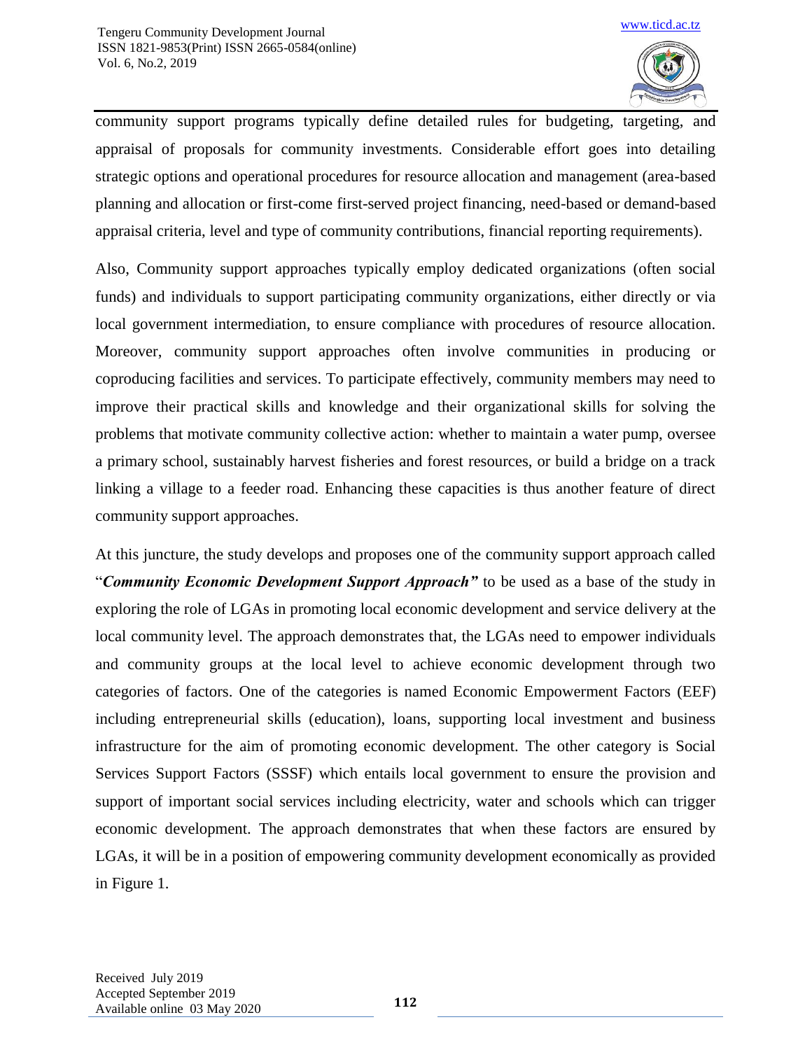community support programs typically define detailed rules for budgeting, targeting, and appraisal of proposals for community investments. Considerable effort goes into detailing strategic options and operational procedures for resource allocation and management (area-based planning and allocation or first-come first-served project financing, need-based or demand-based appraisal criteria, level and type of community contributions, financial reporting requirements).

Also, Community support approaches typically employ dedicated organizations (often social funds) and individuals to support participating community organizations, either directly or via local government intermediation, to ensure compliance with procedures of resource allocation. Moreover, community support approaches often involve communities in producing or coproducing facilities and services. To participate effectively, community members may need to improve their practical skills and knowledge and their organizational skills for solving the problems that motivate community collective action: whether to maintain a water pump, oversee a primary school, sustainably harvest fisheries and forest resources, or build a bridge on a track linking a village to a feeder road. Enhancing these capacities is thus another feature of direct community support approaches.

At this juncture, the study develops and proposes one of the community support approach called "***Community Economic Development Support Approach"*** to be used as a base of the study in exploring the role of LGAs in promoting local economic development and service delivery at the local community level. The approach demonstrates that, the LGAs need to empower individuals and community groups at the local level to achieve economic development through two categories of factors. One of the categories is named Economic Empowerment Factors (EEF) including entrepreneurial skills (education), loans, supporting local investment and business infrastructure for the aim of promoting economic development. The other category is Social Services Support Factors (SSSF) which entails local government to ensure the provision and support of important social services including electricity, water and schools which can trigger economic development. The approach demonstrates that when these factors are ensured by LGAs, it will be in a position of empowering community development economically as provided in Figure 1.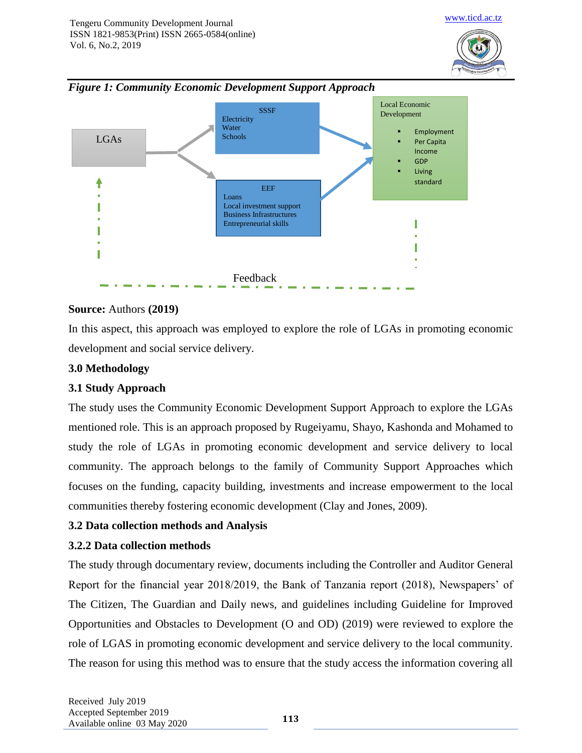*Figure 1: Community Economic Development Support Approach*

LGAs

SSSF
Electricity
Water
Schools

EEF
Loans
Local investment support
Business Infrastructures
Entrepreneurial skills

Local Economic Development

- Employment
- Per Capita Income
- GDP
- Living standard

Feedback

**Source:** Authors **(2019)**

In this aspect, this approach was employed to explore the role of LGAs in promoting economic development and social service delivery.

## 3.0 Methodology

### 3.1 Study Approach

The study uses the Community Economic Development Support Approach to explore the LGAs mentioned role. This is an approach proposed by Rugeiyamu, Shayo, Kashonda and Mohamed to study the role of LGAs in promoting economic development and service delivery to local community. The approach belongs to the family of Community Support Approaches which focuses on the funding, capacity building, investments and increase empowerment to the local communities thereby fostering economic development (Clay and Jones, 2009).

### 3.2 Data collection methods and Analysis

#### 3.2.2 Data collection methods

The study through documentary review, documents including the Controller and Auditor General Report for the financial year 2018/2019, the Bank of Tanzania report (2018), Newspapers' of The Citizen, The Guardian and Daily news, and guidelines including Guideline for Improved Opportunities and Obstacles to Development (O and OD) (2019) were reviewed to explore the role of LGAS in promoting economic development and service delivery to the local community. The reason for using this method was to ensure that the study access the information covering all

Received July 2019
Accepted September 2019
Available online 03 May 2020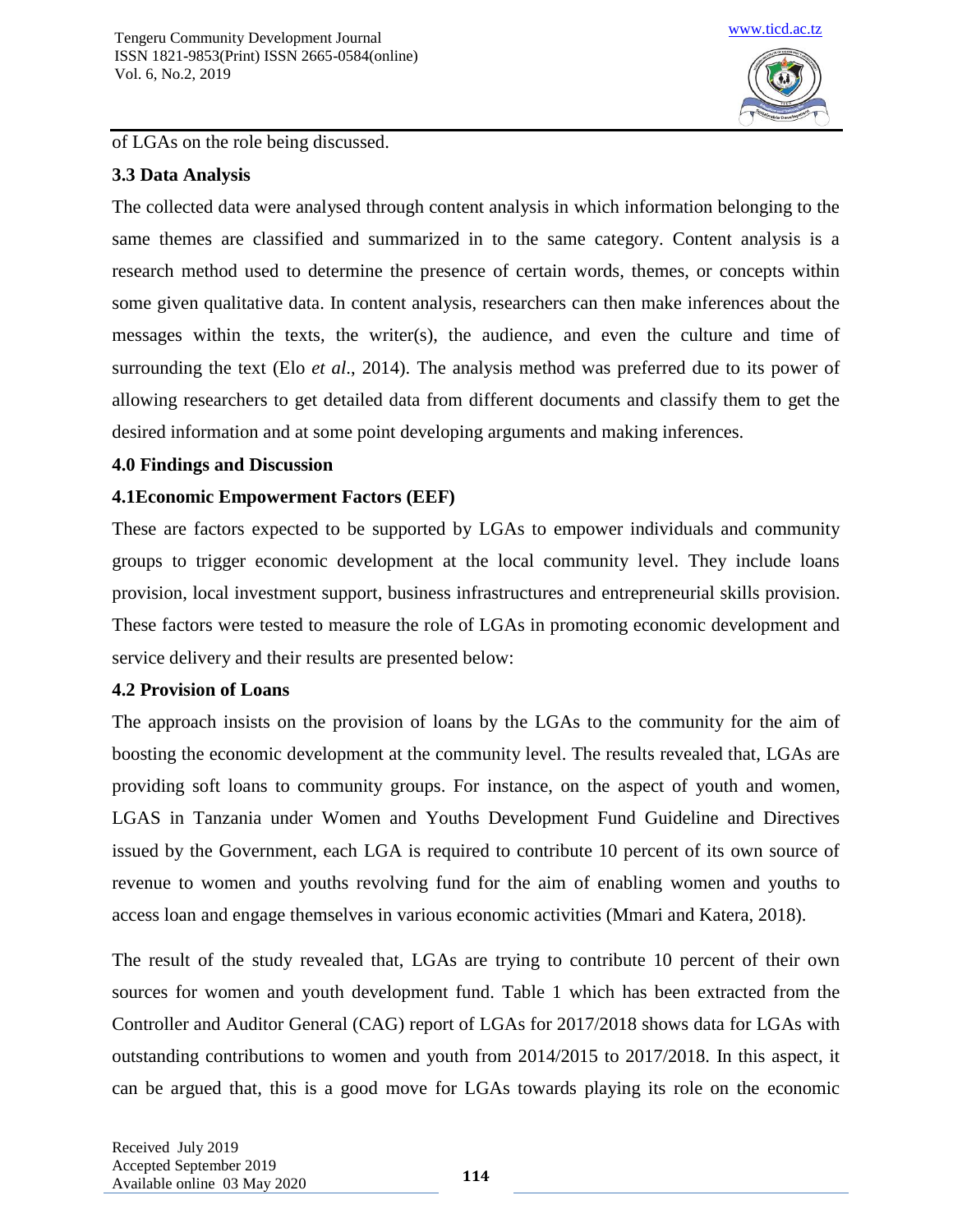of LGAs on the role being discussed.

### 3.3 Data Analysis

The collected data were analysed through content analysis in which information belonging to the same themes are classified and summarized in to the same category. Content analysis is a research method used to determine the presence of certain words, themes, or concepts within some given qualitative data. In content analysis, researchers can then make inferences about the messages within the texts, the writer(s), the audience, and even the culture and time of surrounding the text (Elo *et al*., 2014). The analysis method was preferred due to its power of allowing researchers to get detailed data from different documents and classify them to get the desired information and at some point developing arguments and making inferences.

## 4.0 Findings and Discussion

### 4.1Economic Empowerment Factors (EEF)

These are factors expected to be supported by LGAs to empower individuals and community groups to trigger economic development at the local community level. They include loans provision, local investment support, business infrastructures and entrepreneurial skills provision. These factors were tested to measure the role of LGAs in promoting economic development and service delivery and their results are presented below:

### 4.2 Provision of Loans

The approach insists on the provision of loans by the LGAs to the community for the aim of boosting the economic development at the community level. The results revealed that, LGAs are providing soft loans to community groups. For instance, on the aspect of youth and women, LGAS in Tanzania under Women and Youths Development Fund Guideline and Directives issued by the Government, each LGA is required to contribute 10 percent of its own source of revenue to women and youths revolving fund for the aim of enabling women and youths to access loan and engage themselves in various economic activities (Mmari and Katera, 2018).

The result of the study revealed that, LGAs are trying to contribute 10 percent of their own sources for women and youth development fund. Table 1 which has been extracted from the Controller and Auditor General (CAG) report of LGAs for 2017/2018 shows data for LGAs with outstanding contributions to women and youth from 2014/2015 to 2017/2018. In this aspect, it can be argued that, this is a good move for LGAs towards playing its role on the economic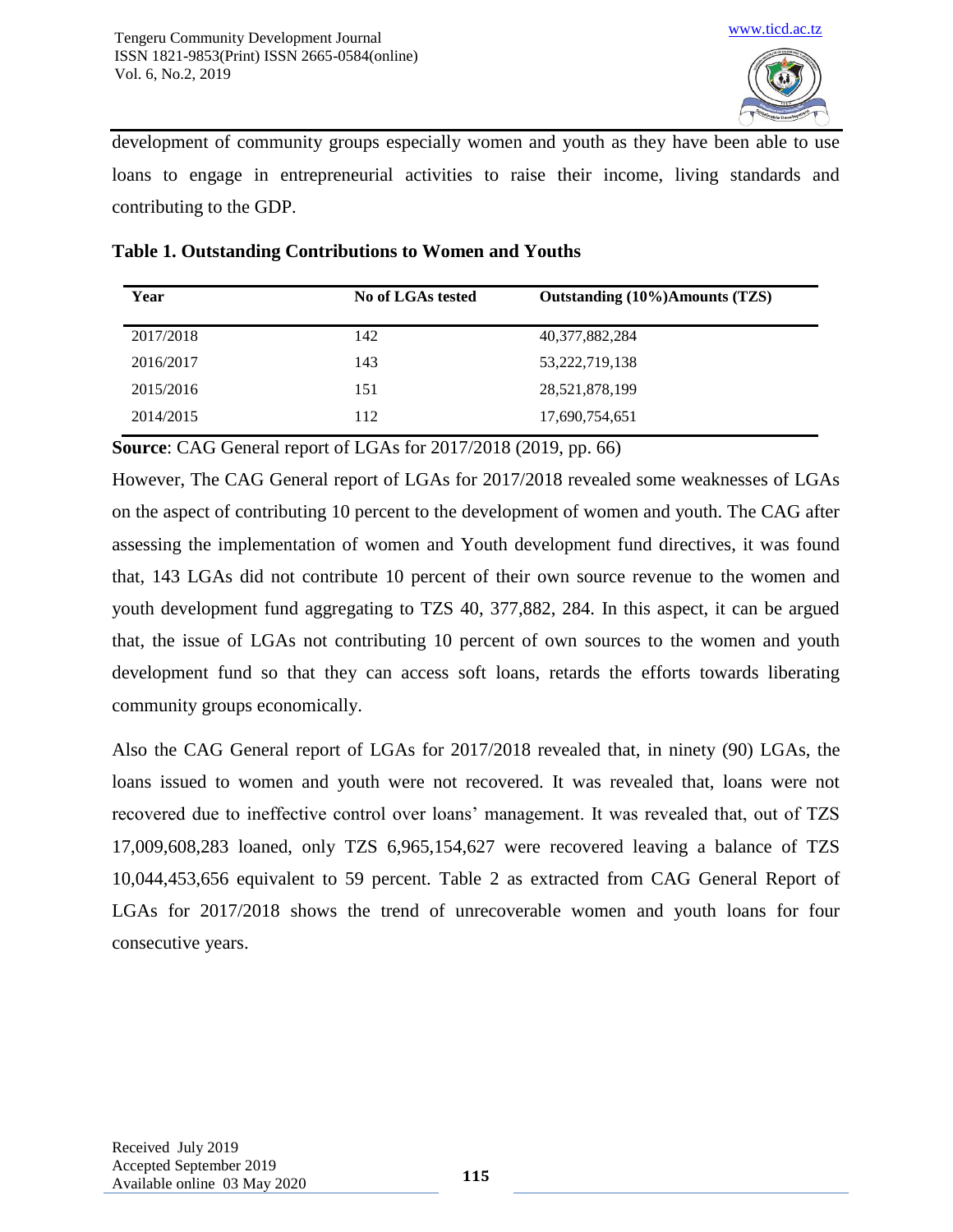development of community groups especially women and youth as they have been able to use loans to engage in entrepreneurial activities to raise their income, living standards and contributing to the GDP.

**Table 1. Outstanding Contributions to Women and Youths**

| Year | No of LGAs tested | Outstanding (10%)Amounts (TZS) |
|---|---|---|
| 2017/2018 | 142 | 40,377,882,284 |
| 2016/2017 | 143 | 53,222,719,138 |
| 2015/2016 | 151 | 28,521,878,199 |
| 2014/2015 | 112 | 17,690,754,651 |

**Source**: CAG General report of LGAs for 2017/2018 (2019, pp. 66)

However, The CAG General report of LGAs for 2017/2018 revealed some weaknesses of LGAs on the aspect of contributing 10 percent to the development of women and youth. The CAG after assessing the implementation of women and Youth development fund directives, it was found that, 143 LGAs did not contribute 10 percent of their own source revenue to the women and youth development fund aggregating to TZS 40, 377,882, 284. In this aspect, it can be argued that, the issue of LGAs not contributing 10 percent of own sources to the women and youth development fund so that they can access soft loans, retards the efforts towards liberating community groups economically.

Also the CAG General report of LGAs for 2017/2018 revealed that, in ninety (90) LGAs, the loans issued to women and youth were not recovered. It was revealed that, loans were not recovered due to ineffective control over loans' management. It was revealed that, out of TZS 17,009,608,283 loaned, only TZS 6,965,154,627 were recovered leaving a balance of TZS 10,044,453,656 equivalent to 59 percent. Table 2 as extracted from CAG General Report of LGAs for 2017/2018 shows the trend of unrecoverable women and youth loans for four consecutive years.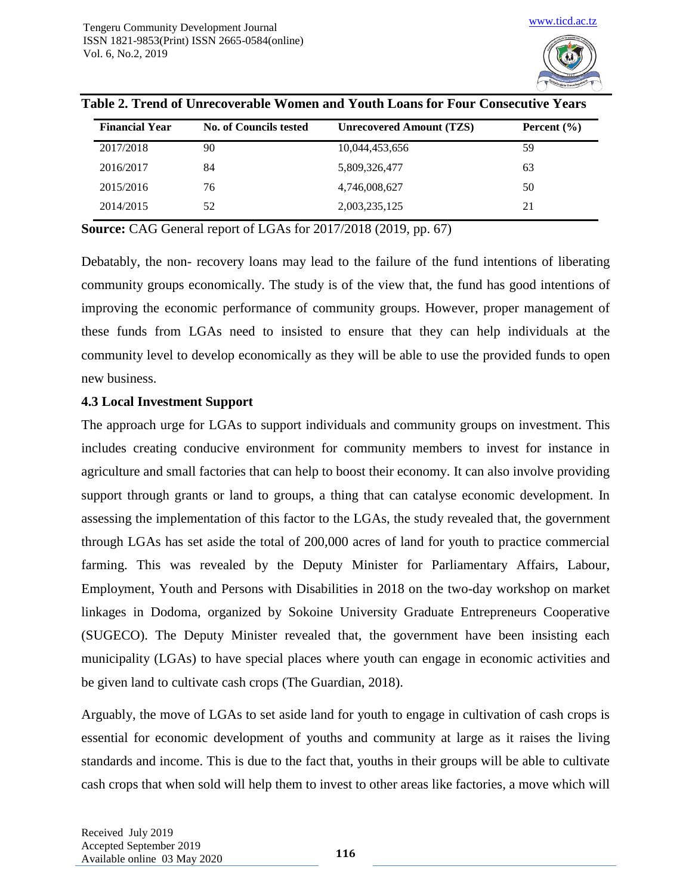**Table 2. Trend of Unrecoverable Women and Youth Loans for Four Consecutive Years**

| Financial Year | No. of Councils tested | Unrecovered Amount (TZS) | Percent (%) |
|---|---|---|---|
| 2017/2018 | 90 | 10,044,453,656 | 59 |
| 2016/2017 | 84 | 5,809,326,477 | 63 |
| 2015/2016 | 76 | 4,746,008,627 | 50 |
| 2014/2015 | 52 | 2,003,235,125 | 21 |

**Source:** CAG General report of LGAs for 2017/2018 (2019, pp. 67)

Debatably, the non- recovery loans may lead to the failure of the fund intentions of liberating community groups economically. The study is of the view that, the fund has good intentions of improving the economic performance of community groups. However, proper management of these funds from LGAs need to insisted to ensure that they can help individuals at the community level to develop economically as they will be able to use the provided funds to open new business.

### 4.3 Local Investment Support

The approach urge for LGAs to support individuals and community groups on investment. This includes creating conducive environment for community members to invest for instance in agriculture and small factories that can help to boost their economy. It can also involve providing support through grants or land to groups, a thing that can catalyse economic development. In assessing the implementation of this factor to the LGAs, the study revealed that, the government through LGAs has set aside the total of 200,000 acres of land for youth to practice commercial farming. This was revealed by the Deputy Minister for Parliamentary Affairs, Labour, Employment, Youth and Persons with Disabilities in 2018 on the two-day workshop on market linkages in Dodoma, organized by Sokoine University Graduate Entrepreneurs Cooperative (SUGECO). The Deputy Minister revealed that, the government have been insisting each municipality (LGAs) to have special places where youth can engage in economic activities and be given land to cultivate cash crops (The Guardian, 2018).

Arguably, the move of LGAs to set aside land for youth to engage in cultivation of cash crops is essential for economic development of youths and community at large as it raises the living standards and income. This is due to the fact that, youths in their groups will be able to cultivate cash crops that when sold will help them to invest to other areas like factories, a move which will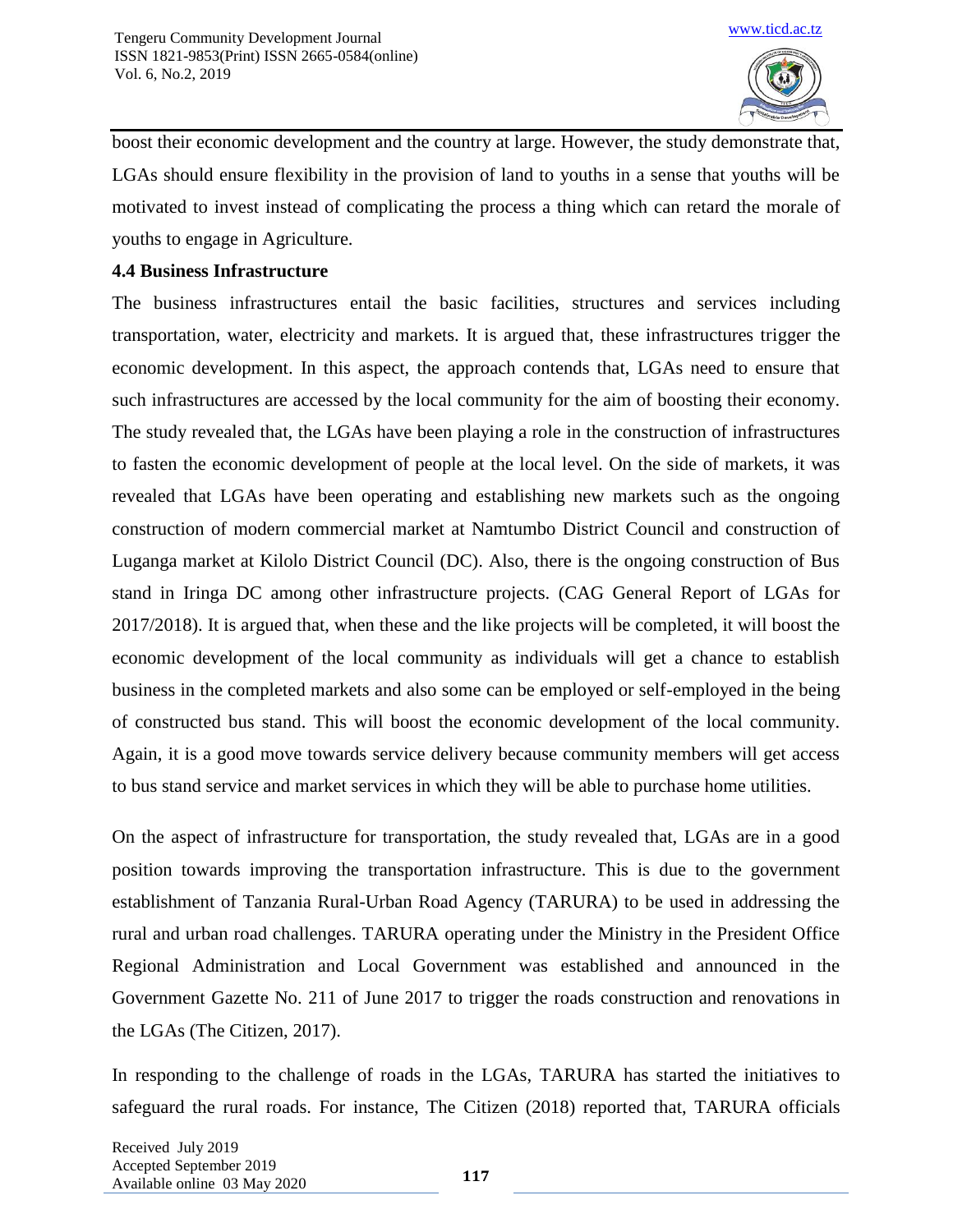boost their economic development and the country at large. However, the study demonstrate that, LGAs should ensure flexibility in the provision of land to youths in a sense that youths will be motivated to invest instead of complicating the process a thing which can retard the morale of youths to engage in Agriculture.

### 4.4 Business Infrastructure

The business infrastructures entail the basic facilities, structures and services including transportation, water, electricity and markets. It is argued that, these infrastructures trigger the economic development. In this aspect, the approach contends that, LGAs need to ensure that such infrastructures are accessed by the local community for the aim of boosting their economy. The study revealed that, the LGAs have been playing a role in the construction of infrastructures to fasten the economic development of people at the local level. On the side of markets, it was revealed that LGAs have been operating and establishing new markets such as the ongoing construction of modern commercial market at Namtumbo District Council and construction of Luganga market at Kilolo District Council (DC). Also, there is the ongoing construction of Bus stand in Iringa DC among other infrastructure projects. (CAG General Report of LGAs for 2017/2018). It is argued that, when these and the like projects will be completed, it will boost the economic development of the local community as individuals will get a chance to establish business in the completed markets and also some can be employed or self-employed in the being of constructed bus stand. This will boost the economic development of the local community. Again, it is a good move towards service delivery because community members will get access to bus stand service and market services in which they will be able to purchase home utilities.

On the aspect of infrastructure for transportation, the study revealed that, LGAs are in a good position towards improving the transportation infrastructure. This is due to the government establishment of Tanzania Rural-Urban Road Agency (TARURA) to be used in addressing the rural and urban road challenges. TARURA operating under the Ministry in the President Office Regional Administration and Local Government was established and announced in the Government Gazette No. 211 of June 2017 to trigger the roads construction and renovations in the LGAs (The Citizen, 2017).

In responding to the challenge of roads in the LGAs, TARURA has started the initiatives to safeguard the rural roads. For instance, The Citizen (2018) reported that, TARURA officials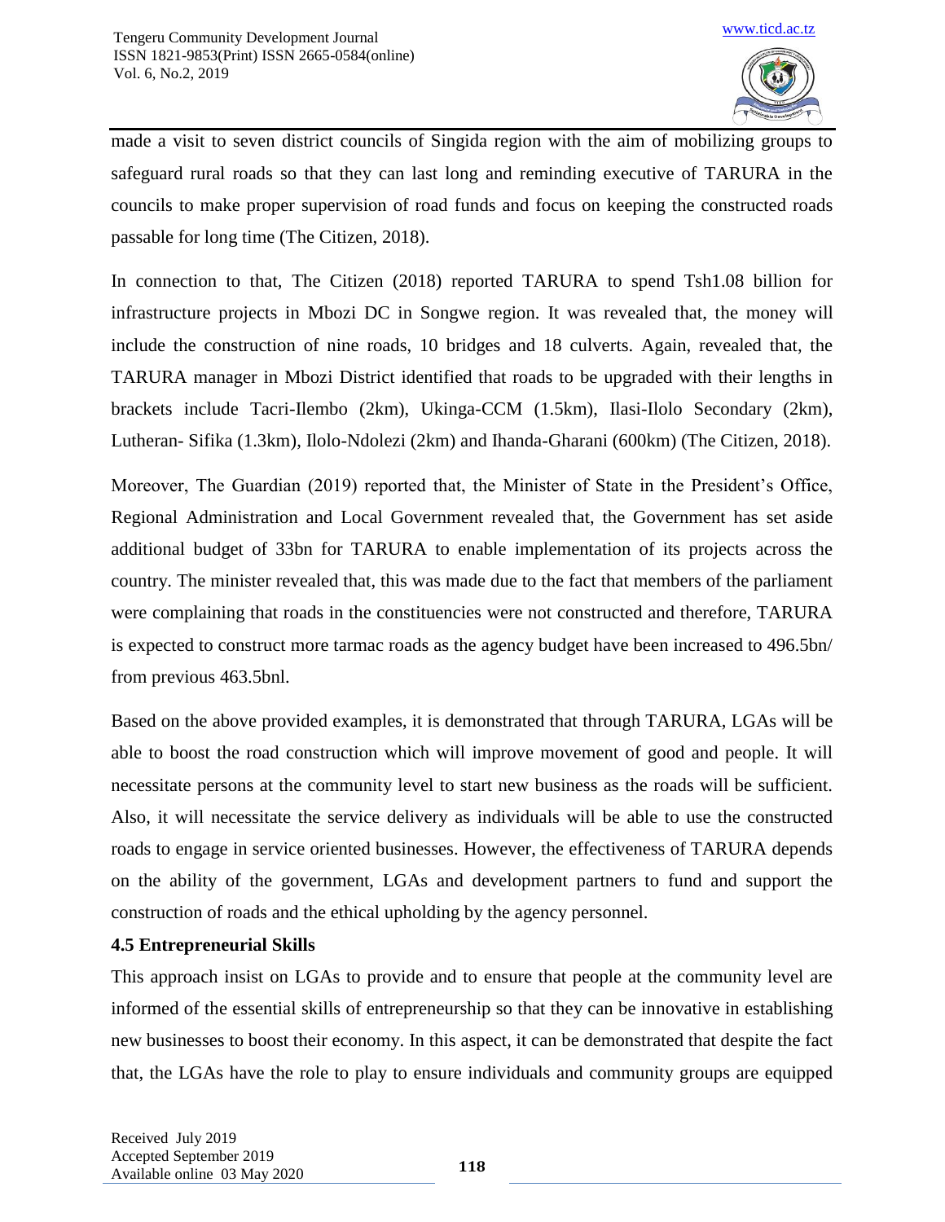made a visit to seven district councils of Singida region with the aim of mobilizing groups to safeguard rural roads so that they can last long and reminding executive of TARURA in the councils to make proper supervision of road funds and focus on keeping the constructed roads passable for long time (The Citizen, 2018).

In connection to that, The Citizen (2018) reported TARURA to spend Tsh1.08 billion for infrastructure projects in Mbozi DC in Songwe region. It was revealed that, the money will include the construction of nine roads, 10 bridges and 18 culverts. Again, revealed that, the TARURA manager in Mbozi District identified that roads to be upgraded with their lengths in brackets include Tacri-Ilembo (2km), Ukinga-CCM (1.5km), Ilasi-Ilolo Secondary (2km), Lutheran- Sifika (1.3km), Ilolo-Ndolezi (2km) and Ihanda-Gharani (600km) (The Citizen, 2018).

Moreover, The Guardian (2019) reported that, the Minister of State in the President's Office, Regional Administration and Local Government revealed that, the Government has set aside additional budget of 33bn for TARURA to enable implementation of its projects across the country. The minister revealed that, this was made due to the fact that members of the parliament were complaining that roads in the constituencies were not constructed and therefore, TARURA is expected to construct more tarmac roads as the agency budget have been increased to 496.5bn/ from previous 463.5bnl.

Based on the above provided examples, it is demonstrated that through TARURA, LGAs will be able to boost the road construction which will improve movement of good and people. It will necessitate persons at the community level to start new business as the roads will be sufficient. Also, it will necessitate the service delivery as individuals will be able to use the constructed roads to engage in service oriented businesses. However, the effectiveness of TARURA depends on the ability of the government, LGAs and development partners to fund and support the construction of roads and the ethical upholding by the agency personnel.

### 4.5 Entrepreneurial Skills

This approach insist on LGAs to provide and to ensure that people at the community level are informed of the essential skills of entrepreneurship so that they can be innovative in establishing new businesses to boost their economy. In this aspect, it can be demonstrated that despite the fact that, the LGAs have the role to play to ensure individuals and community groups are equipped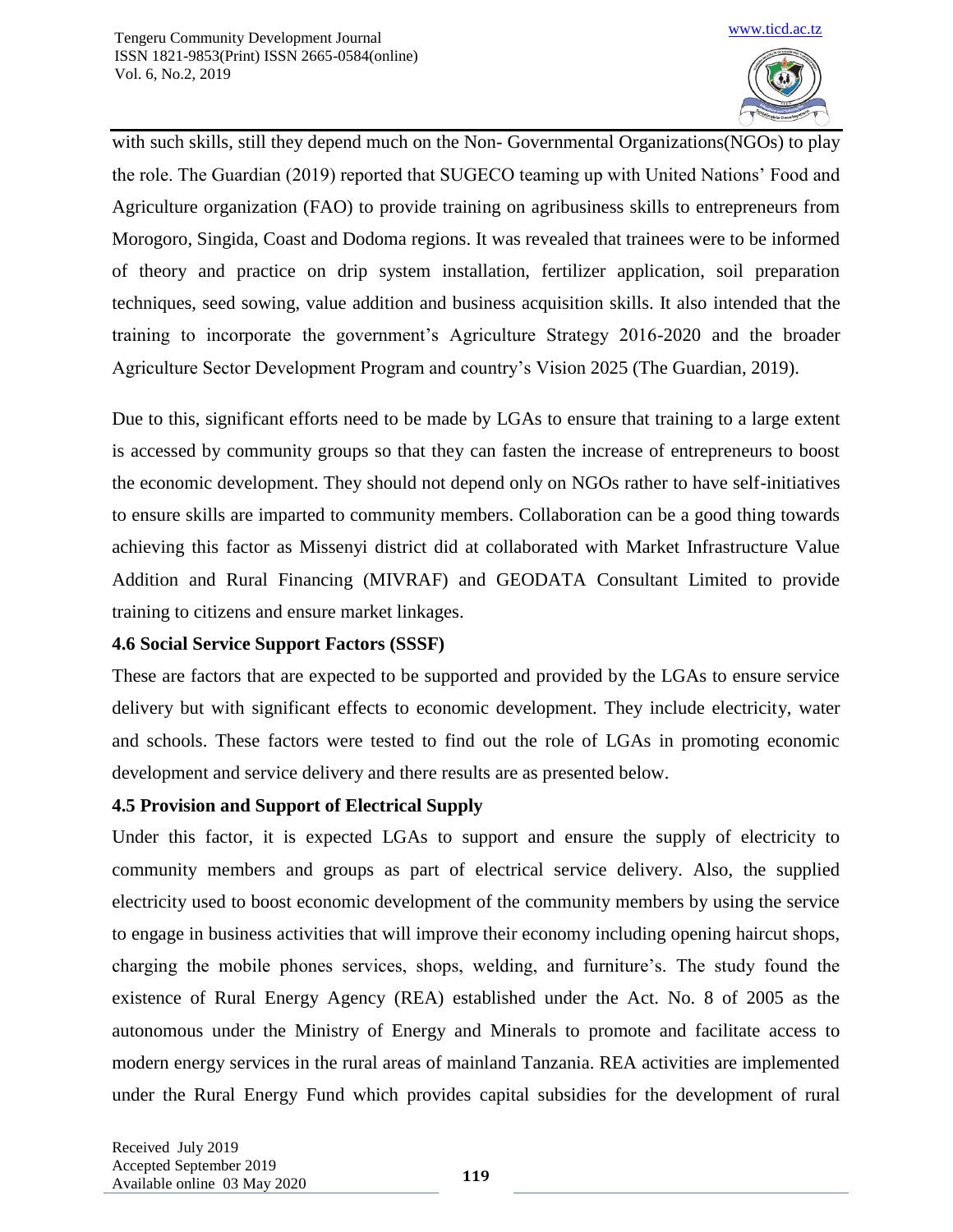with such skills, still they depend much on the Non- Governmental Organizations(NGOs) to play the role. The Guardian (2019) reported that SUGECO teaming up with United Nations' Food and Agriculture organization (FAO) to provide training on agribusiness skills to entrepreneurs from Morogoro, Singida, Coast and Dodoma regions. It was revealed that trainees were to be informed of theory and practice on drip system installation, fertilizer application, soil preparation techniques, seed sowing, value addition and business acquisition skills. It also intended that the training to incorporate the government's Agriculture Strategy 2016-2020 and the broader Agriculture Sector Development Program and country's Vision 2025 (The Guardian, 2019).

Due to this, significant efforts need to be made by LGAs to ensure that training to a large extent is accessed by community groups so that they can fasten the increase of entrepreneurs to boost the economic development. They should not depend only on NGOs rather to have self-initiatives to ensure skills are imparted to community members. Collaboration can be a good thing towards achieving this factor as Missenyi district did at collaborated with Market Infrastructure Value Addition and Rural Financing (MIVRAF) and GEODATA Consultant Limited to provide training to citizens and ensure market linkages.

### 4.6 Social Service Support Factors (SSSF)

These are factors that are expected to be supported and provided by the LGAs to ensure service delivery but with significant effects to economic development. They include electricity, water and schools. These factors were tested to find out the role of LGAs in promoting economic development and service delivery and there results are as presented below.

### 4.5 Provision and Support of Electrical Supply

Under this factor, it is expected LGAs to support and ensure the supply of electricity to community members and groups as part of electrical service delivery. Also, the supplied electricity used to boost economic development of the community members by using the service to engage in business activities that will improve their economy including opening haircut shops, charging the mobile phones services, shops, welding, and furniture's. The study found the existence of Rural Energy Agency (REA) established under the Act. No. 8 of 2005 as the autonomous under the Ministry of Energy and Minerals to promote and facilitate access to modern energy services in the rural areas of mainland Tanzania. REA activities are implemented under the Rural Energy Fund which provides capital subsidies for the development of rural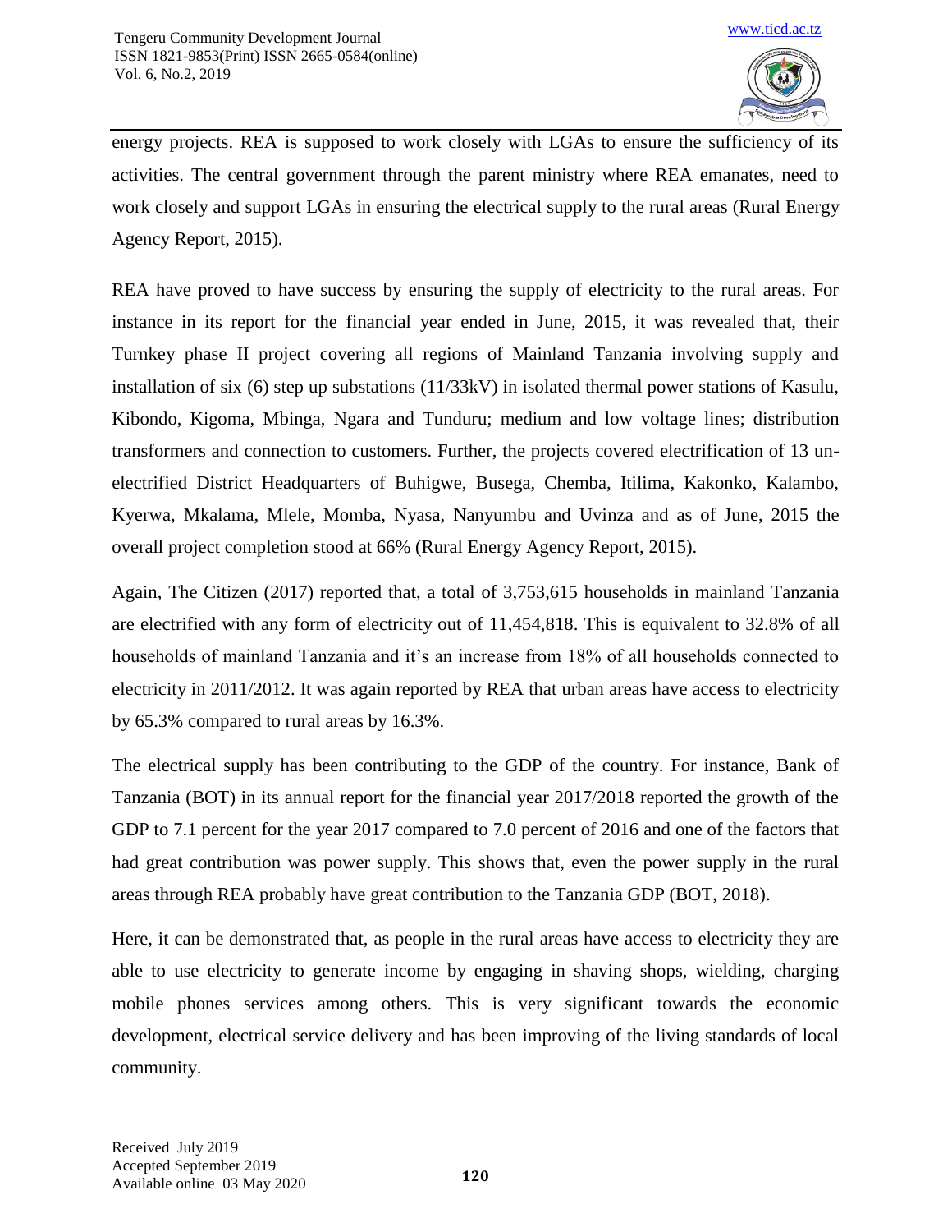energy projects. REA is supposed to work closely with LGAs to ensure the sufficiency of its activities. The central government through the parent ministry where REA emanates, need to work closely and support LGAs in ensuring the electrical supply to the rural areas (Rural Energy Agency Report, 2015).

REA have proved to have success by ensuring the supply of electricity to the rural areas. For instance in its report for the financial year ended in June, 2015, it was revealed that, their Turnkey phase II project covering all regions of Mainland Tanzania involving supply and installation of six (6) step up substations (11/33kV) in isolated thermal power stations of Kasulu, Kibondo, Kigoma, Mbinga, Ngara and Tunduru; medium and low voltage lines; distribution transformers and connection to customers. Further, the projects covered electrification of 13 un-electrified District Headquarters of Buhigwe, Busega, Chemba, Itilima, Kakonko, Kalambo, Kyerwa, Mkalama, Mlele, Momba, Nyasa, Nanyumbu and Uvinza and as of June, 2015 the overall project completion stood at 66% (Rural Energy Agency Report, 2015).

Again, The Citizen (2017) reported that, a total of 3,753,615 households in mainland Tanzania are electrified with any form of electricity out of 11,454,818. This is equivalent to 32.8% of all households of mainland Tanzania and it's an increase from 18% of all households connected to electricity in 2011/2012. It was again reported by REA that urban areas have access to electricity by 65.3% compared to rural areas by 16.3%.

The electrical supply has been contributing to the GDP of the country. For instance, Bank of Tanzania (BOT) in its annual report for the financial year 2017/2018 reported the growth of the GDP to 7.1 percent for the year 2017 compared to 7.0 percent of 2016 and one of the factors that had great contribution was power supply. This shows that, even the power supply in the rural areas through REA probably have great contribution to the Tanzania GDP (BOT, 2018).

Here, it can be demonstrated that, as people in the rural areas have access to electricity they are able to use electricity to generate income by engaging in shaving shops, wielding, charging mobile phones services among others. This is very significant towards the economic development, electrical service delivery and has been improving of the living standards of local community.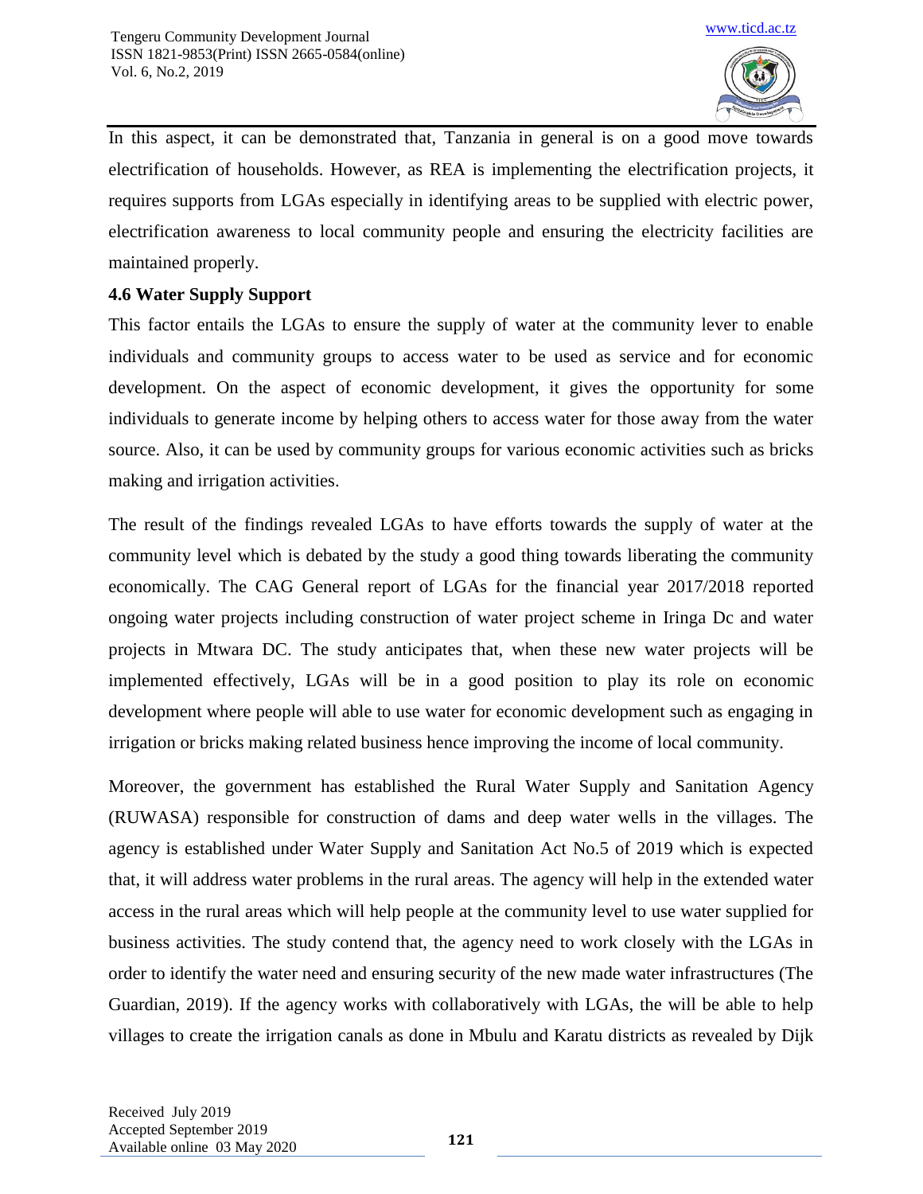In this aspect, it can be demonstrated that, Tanzania in general is on a good move towards electrification of households. However, as REA is implementing the electrification projects, it requires supports from LGAs especially in identifying areas to be supplied with electric power, electrification awareness to local community people and ensuring the electricity facilities are maintained properly.

### 4.6 Water Supply Support

This factor entails the LGAs to ensure the supply of water at the community lever to enable individuals and community groups to access water to be used as service and for economic development. On the aspect of economic development, it gives the opportunity for some individuals to generate income by helping others to access water for those away from the water source. Also, it can be used by community groups for various economic activities such as bricks making and irrigation activities.

The result of the findings revealed LGAs to have efforts towards the supply of water at the community level which is debated by the study a good thing towards liberating the community economically. The CAG General report of LGAs for the financial year 2017/2018 reported ongoing water projects including construction of water project scheme in Iringa Dc and water projects in Mtwara DC. The study anticipates that, when these new water projects will be implemented effectively, LGAs will be in a good position to play its role on economic development where people will able to use water for economic development such as engaging in irrigation or bricks making related business hence improving the income of local community.

Moreover, the government has established the Rural Water Supply and Sanitation Agency (RUWASA) responsible for construction of dams and deep water wells in the villages. The agency is established under Water Supply and Sanitation Act No.5 of 2019 which is expected that, it will address water problems in the rural areas. The agency will help in the extended water access in the rural areas which will help people at the community level to use water supplied for business activities. The study contend that, the agency need to work closely with the LGAs in order to identify the water need and ensuring security of the new made water infrastructures (The Guardian, 2019). If the agency works with collaboratively with LGAs, the will be able to help villages to create the irrigation canals as done in Mbulu and Karatu districts as revealed by Dijk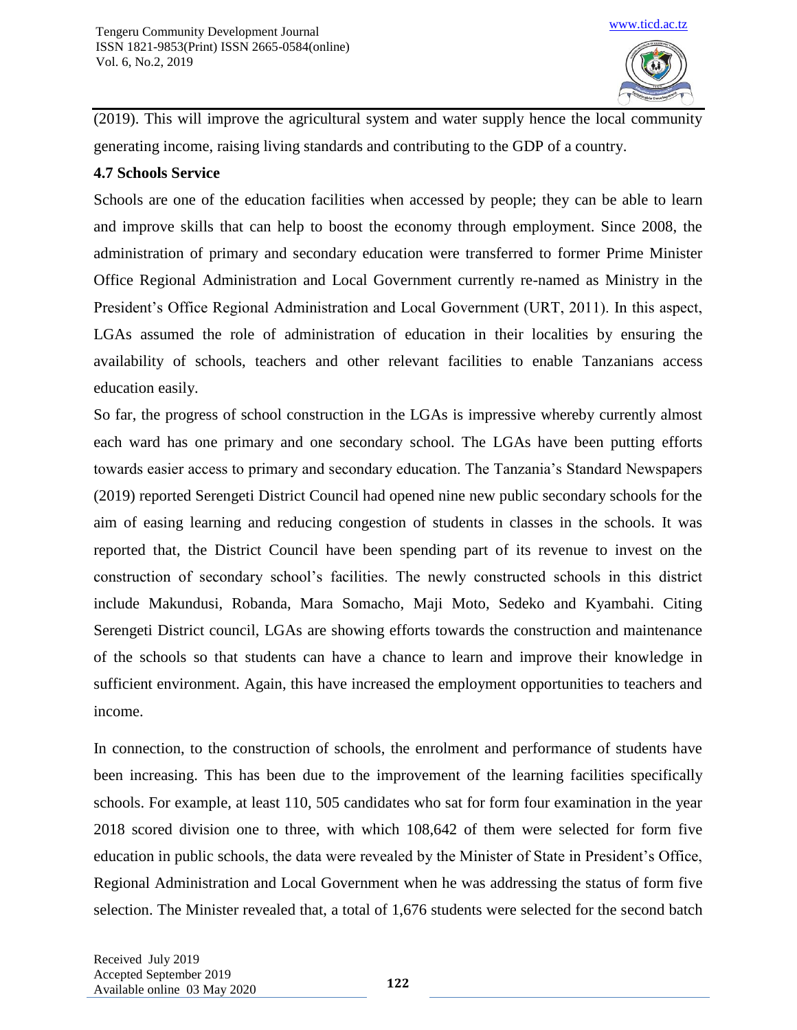(2019). This will improve the agricultural system and water supply hence the local community generating income, raising living standards and contributing to the GDP of a country.

### 4.7 Schools Service

Schools are one of the education facilities when accessed by people; they can be able to learn and improve skills that can help to boost the economy through employment. Since 2008, the administration of primary and secondary education were transferred to former Prime Minister Office Regional Administration and Local Government currently re-named as Ministry in the President's Office Regional Administration and Local Government (URT, 2011). In this aspect, LGAs assumed the role of administration of education in their localities by ensuring the availability of schools, teachers and other relevant facilities to enable Tanzanians access education easily.

So far, the progress of school construction in the LGAs is impressive whereby currently almost each ward has one primary and one secondary school. The LGAs have been putting efforts towards easier access to primary and secondary education. The Tanzania's Standard Newspapers (2019) reported Serengeti District Council had opened nine new public secondary schools for the aim of easing learning and reducing congestion of students in classes in the schools. It was reported that, the District Council have been spending part of its revenue to invest on the construction of secondary school's facilities. The newly constructed schools in this district include Makundusi, Robanda, Mara Somacho, Maji Moto, Sedeko and Kyambahi. Citing Serengeti District council, LGAs are showing efforts towards the construction and maintenance of the schools so that students can have a chance to learn and improve their knowledge in sufficient environment. Again, this have increased the employment opportunities to teachers and income.

In connection, to the construction of schools, the enrolment and performance of students have been increasing. This has been due to the improvement of the learning facilities specifically schools. For example, at least 110, 505 candidates who sat for form four examination in the year 2018 scored division one to three, with which 108,642 of them were selected for form five education in public schools, the data were revealed by the Minister of State in President's Office, Regional Administration and Local Government when he was addressing the status of form five selection. The Minister revealed that, a total of 1,676 students were selected for the second batch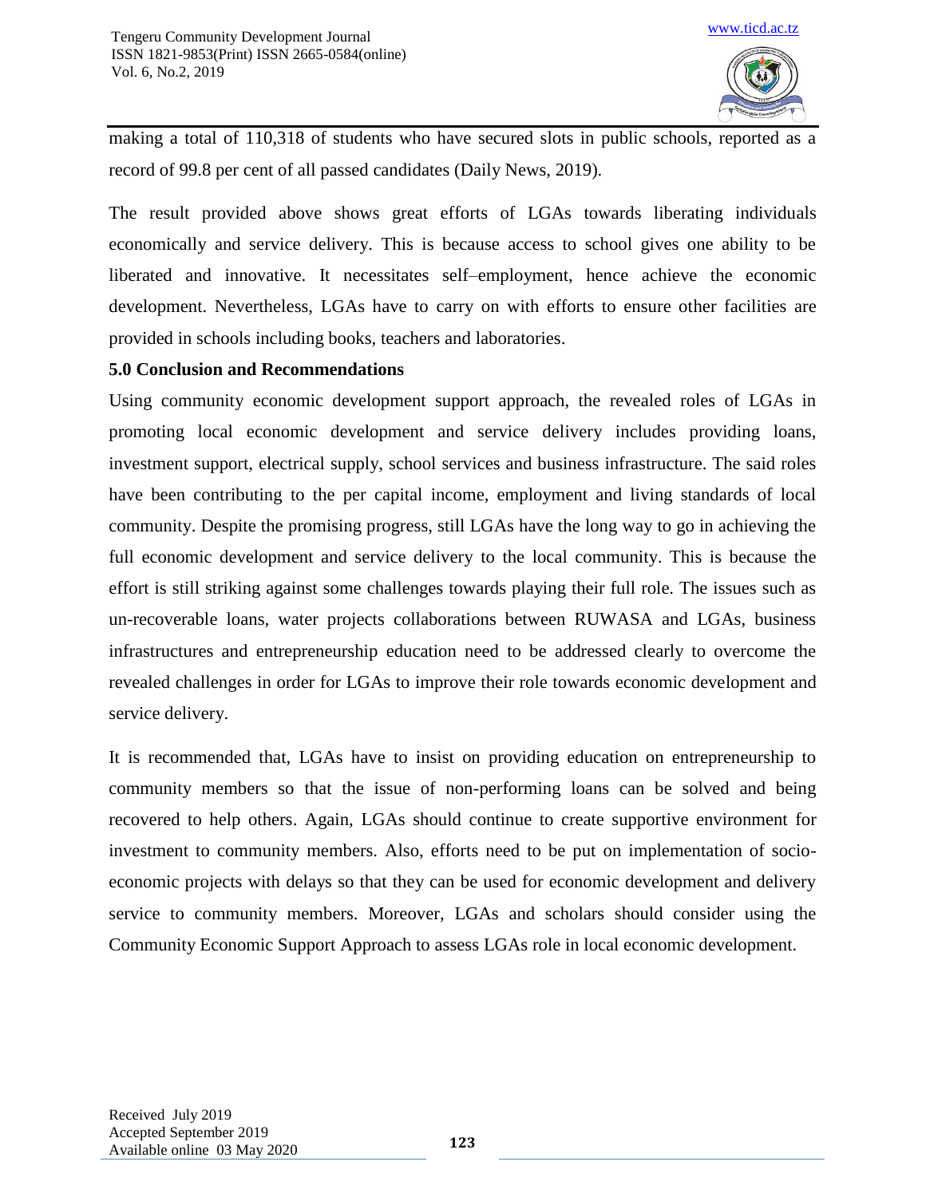making a total of 110,318 of students who have secured slots in public schools, reported as a record of 99.8 per cent of all passed candidates (Daily News, 2019).

The result provided above shows great efforts of LGAs towards liberating individuals economically and service delivery. This is because access to school gives one ability to be liberated and innovative. It necessitates self–employment, hence achieve the economic development. Nevertheless, LGAs have to carry on with efforts to ensure other facilities are provided in schools including books, teachers and laboratories.

## 5.0 Conclusion and Recommendations

Using community economic development support approach, the revealed roles of LGAs in promoting local economic development and service delivery includes providing loans, investment support, electrical supply, school services and business infrastructure. The said roles have been contributing to the per capital income, employment and living standards of local community. Despite the promising progress, still LGAs have the long way to go in achieving the full economic development and service delivery to the local community. This is because the effort is still striking against some challenges towards playing their full role. The issues such as un-recoverable loans, water projects collaborations between RUWASA and LGAs, business infrastructures and entrepreneurship education need to be addressed clearly to overcome the revealed challenges in order for LGAs to improve their role towards economic development and service delivery.

It is recommended that, LGAs have to insist on providing education on entrepreneurship to community members so that the issue of non-performing loans can be solved and being recovered to help others. Again, LGAs should continue to create supportive environment for investment to community members. Also, efforts need to be put on implementation of socio-economic projects with delays so that they can be used for economic development and delivery service to community members. Moreover, LGAs and scholars should consider using the Community Economic Support Approach to assess LGAs role in local economic development.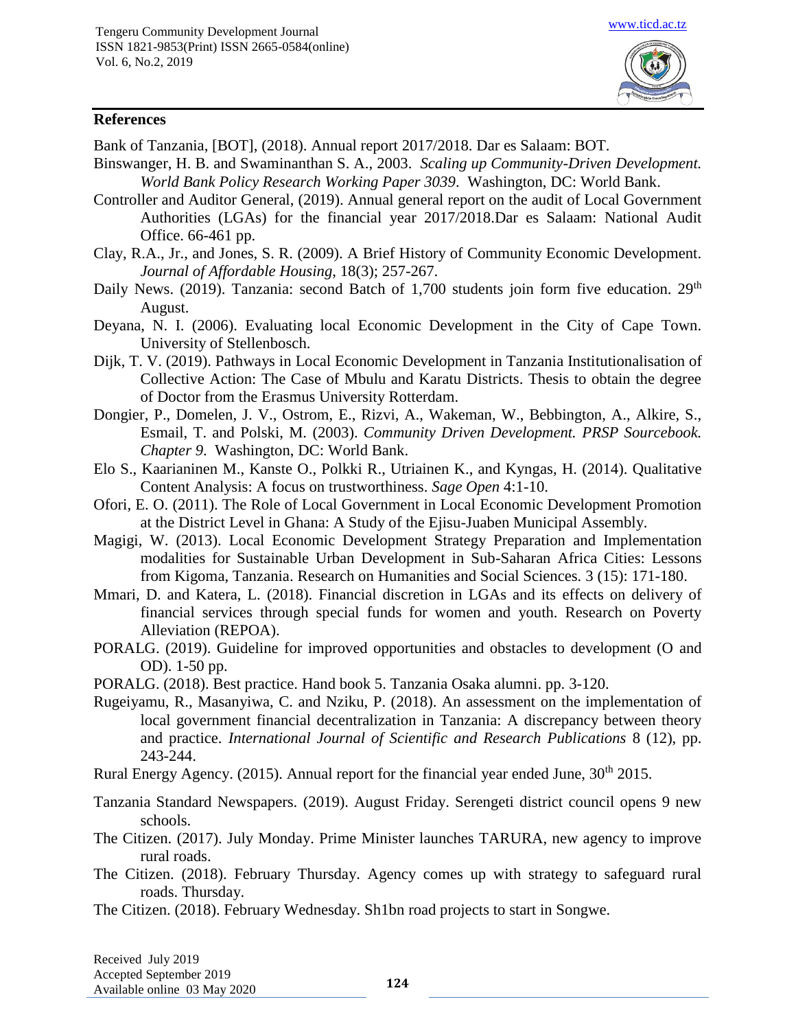## References

Bank of Tanzania, [BOT], (2018). Annual report 2017/2018. Dar es Salaam: BOT.

Binswanger, H. B. and Swaminanthan S. A., 2003. *Scaling up Community-Driven Development. World Bank Policy Research Working Paper 3039*. Washington, DC: World Bank.

Controller and Auditor General, (2019). Annual general report on the audit of Local Government Authorities (LGAs) for the financial year 2017/2018.Dar es Salaam: National Audit Office. 66-461 pp.

Clay, R.A., Jr., and Jones, S. R. (2009). A Brief History of Community Economic Development. *Journal of Affordable Housing*, 18(3); 257-267.

Daily News. (2019). Tanzania: second Batch of 1,700 students join form five education. 29th August.

Deyana, N. I. (2006). Evaluating local Economic Development in the City of Cape Town. University of Stellenbosch.

Dijk, T. V. (2019). Pathways in Local Economic Development in Tanzania Institutionalisation of Collective Action: The Case of Mbulu and Karatu Districts. Thesis to obtain the degree of Doctor from the Erasmus University Rotterdam.

Dongier, P., Domelen, J. V., Ostrom, E., Rizvi, A., Wakeman, W., Bebbington, A., Alkire, S., Esmail, T. and Polski, M. (2003). *Community Driven Development. PRSP Sourcebook. Chapter 9*. Washington, DC: World Bank.

Elo S., Kaarianinen M., Kanste O., Polkki R., Utriainen K., and Kyngas, H. (2014). Qualitative Content Analysis: A focus on trustworthiness. *Sage Open* 4:1-10.

Ofori, E. O. (2011). The Role of Local Government in Local Economic Development Promotion at the District Level in Ghana: A Study of the Ejisu-Juaben Municipal Assembly.

Magigi, W. (2013). Local Economic Development Strategy Preparation and Implementation modalities for Sustainable Urban Development in Sub-Saharan Africa Cities: Lessons from Kigoma, Tanzania. Research on Humanities and Social Sciences. 3 (15): 171-180.

Mmari, D. and Katera, L. (2018). Financial discretion in LGAs and its effects on delivery of financial services through special funds for women and youth. Research on Poverty Alleviation (REPOA).

PORALG. (2019). Guideline for improved opportunities and obstacles to development (O and OD). 1-50 pp.

PORALG. (2018). Best practice. Hand book 5. Tanzania Osaka alumni. pp. 3-120.

Rugeiyamu, R., Masanyiwa, C. and Nziku, P. (2018). An assessment on the implementation of local government financial decentralization in Tanzania: A discrepancy between theory and practice. *International Journal of Scientific and Research Publications* 8 (12), pp. 243-244.

Rural Energy Agency. (2015). Annual report for the financial year ended June, 30th 2015.

Tanzania Standard Newspapers. (2019). August Friday. Serengeti district council opens 9 new schools.

The Citizen. (2017). July Monday. Prime Minister launches TARURA, new agency to improve rural roads.

The Citizen. (2018). February Thursday. Agency comes up with strategy to safeguard rural roads. Thursday.

The Citizen. (2018). February Wednesday. Sh1bn road projects to start in Songwe.

Received July 2019
Accepted September 2019
Available online 03 May 2020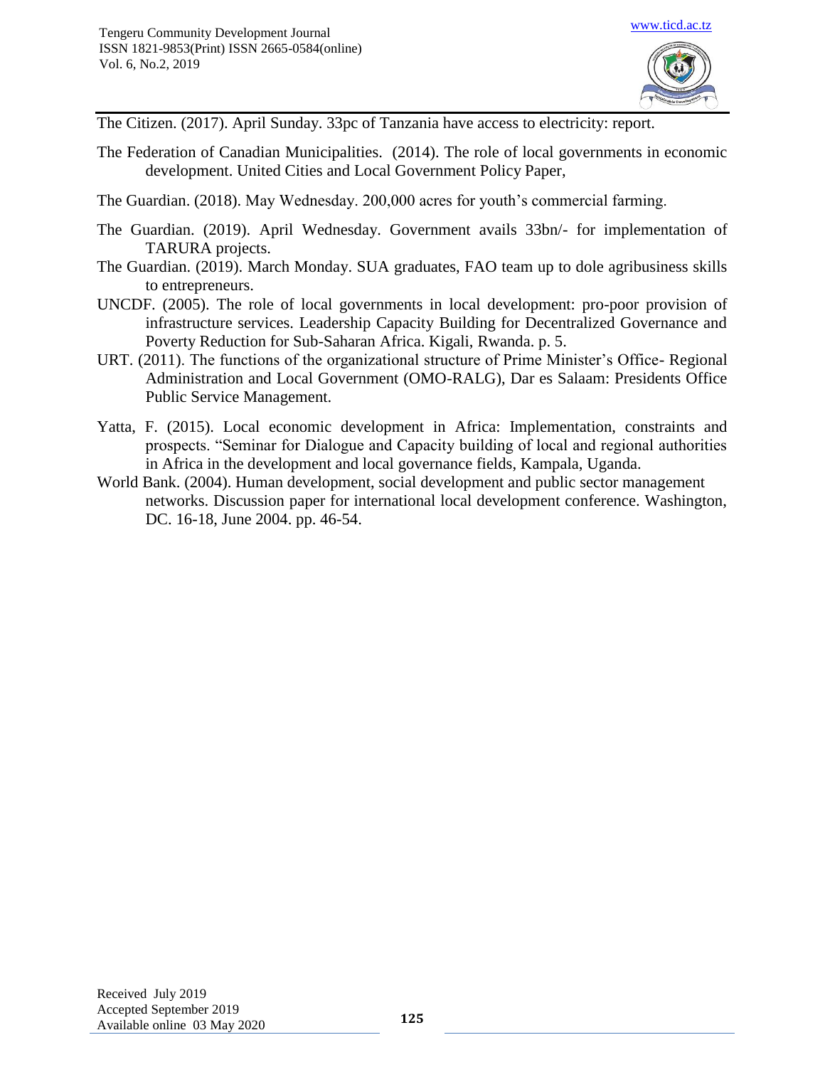The Citizen. (2017). April Sunday. 33pc of Tanzania have access to electricity: report.

The Federation of Canadian Municipalities. (2014). The role of local governments in economic development. United Cities and Local Government Policy Paper,

The Guardian. (2018). May Wednesday. 200,000 acres for youth's commercial farming.

The Guardian. (2019). April Wednesday. Government avails 33bn/- for implementation of TARURA projects.

The Guardian. (2019). March Monday. SUA graduates, FAO team up to dole agribusiness skills to entrepreneurs.

UNCDF. (2005). The role of local governments in local development: pro-poor provision of infrastructure services. Leadership Capacity Building for Decentralized Governance and Poverty Reduction for Sub-Saharan Africa. Kigali, Rwanda. p. 5.

URT. (2011). The functions of the organizational structure of Prime Minister's Office- Regional Administration and Local Government (OMO-RALG), Dar es Salaam: Presidents Office Public Service Management.

Yatta, F. (2015). Local economic development in Africa: Implementation, constraints and prospects. "Seminar for Dialogue and Capacity building of local and regional authorities in Africa in the development and local governance fields, Kampala, Uganda.

World Bank. (2004). Human development, social development and public sector management networks. Discussion paper for international local development conference. Washington, DC. 16-18, June 2004. pp. 46-54.

Received July 2019
Accepted September 2019
Available online 03 May 2020